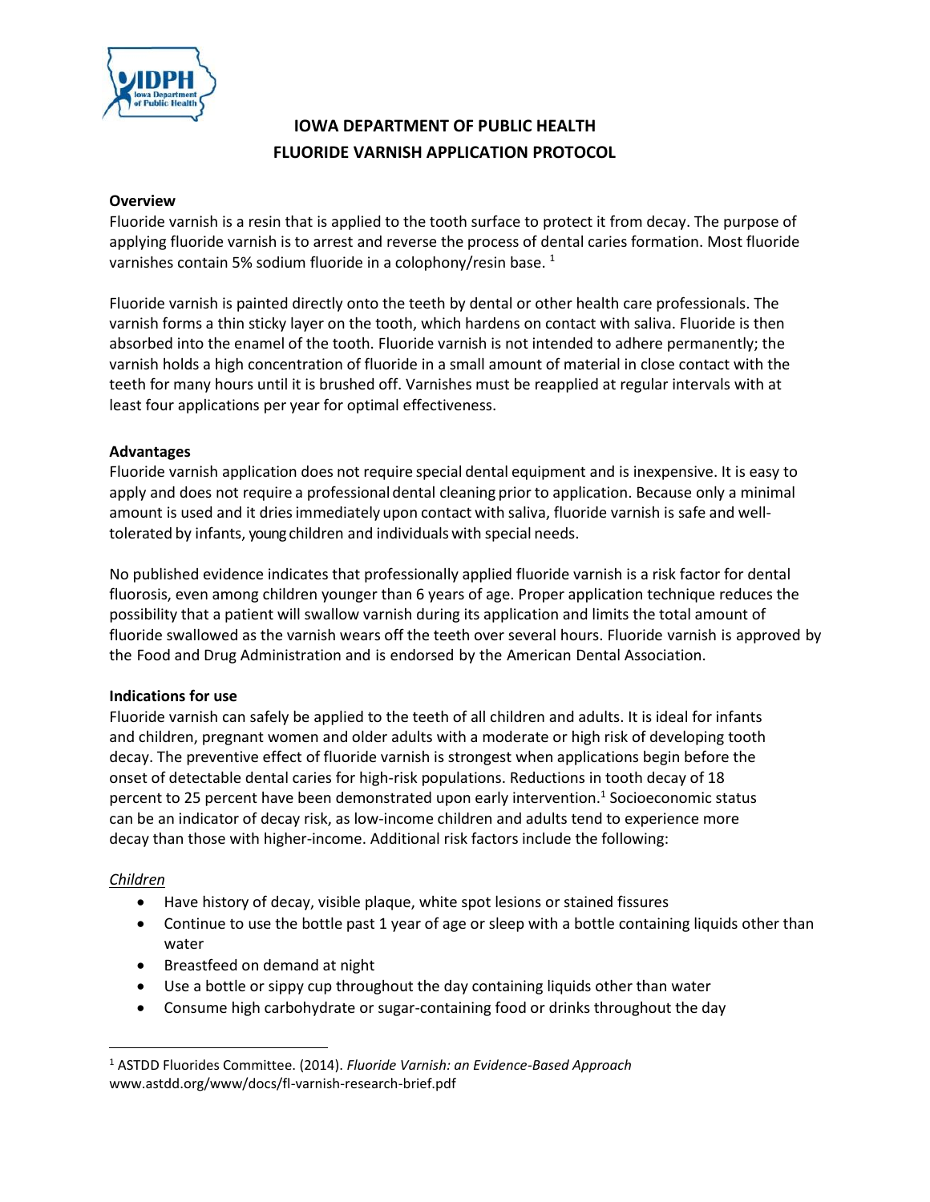# IOWA DEPARTMENT OF PUBLIC HEALTH
# FLUORIDE VARNISH APPLICATION PROTOCOL

**Overview**

Fluoride varnish is a resin that is applied to the tooth surface to protect it from decay. The purpose of applying fluoride varnish is to arrest and reverse the process of dental caries formation. Most fluoride varnishes contain 5% sodium fluoride in a colophony/resin base. [1]

Fluoride varnish is painted directly onto the teeth by dental or other health care professionals. The varnish forms a thin sticky layer on the tooth, which hardens on contact with saliva. Fluoride is then absorbed into the enamel of the tooth. Fluoride varnish is not intended to adhere permanently; the varnish holds a high concentration of fluoride in a small amount of material in close contact with the teeth for many hours until it is brushed off. Varnishes must be reapplied at regular intervals with at least four applications per year for optimal effectiveness.

**Advantages**

Fluoride varnish application does not require special dental equipment and is inexpensive. It is easy to apply and does not require a professional dental cleaning prior to application. Because only a minimal amount is used and it dries immediately upon contact with saliva, fluoride varnish is safe and well-tolerated by infants, young children and individuals with special needs.

No published evidence indicates that professionally applied fluoride varnish is a risk factor for dental fluorosis, even among children younger than 6 years of age. Proper application technique reduces the possibility that a patient will swallow varnish during its application and limits the total amount of fluoride swallowed as the varnish wears off the teeth over several hours. Fluoride varnish is approved by the Food and Drug Administration and is endorsed by the American Dental Association.

**Indications for use**

Fluoride varnish can safely be applied to the teeth of all children and adults. It is ideal for infants and children, pregnant women and older adults with a moderate or high risk of developing tooth decay. The preventive effect of fluoride varnish is strongest when applications begin before the onset of detectable dental caries for high-risk populations. Reductions in tooth decay of 18 percent to 25 percent have been demonstrated upon early intervention.[1] Socioeconomic status can be an indicator of decay risk, as low-income children and adults tend to experience more decay than those with higher-income. Additional risk factors include the following:

*Children*

- Have history of decay, visible plaque, white spot lesions or stained fissures
- Continue to use the bottle past 1 year of age or sleep with a bottle containing liquids other than water
- Breastfeed on demand at night
- Use a bottle or sippy cup throughout the day containing liquids other than water
- Consume high carbohydrate or sugar-containing food or drinks throughout the day

---

[1] ASTDD Fluorides Committee. (2014). *Fluoride Varnish: an Evidence-Based Approach* www.astdd.org/www/docs/fl-varnish-research-brief.pdf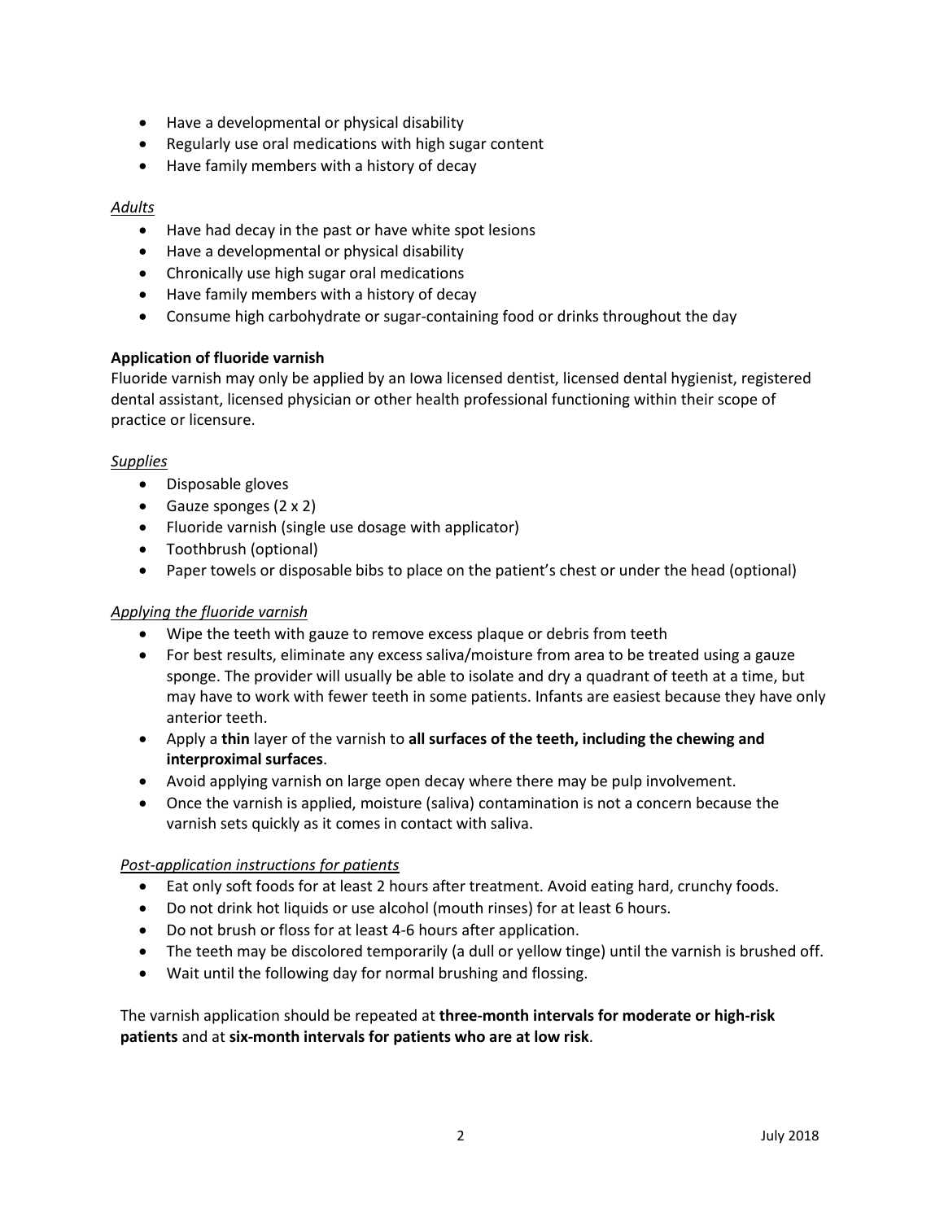- Have a developmental or physical disability
- Regularly use oral medications with high sugar content
- Have family members with a history of decay

*Adults*

- Have had decay in the past or have white spot lesions
- Have a developmental or physical disability
- Chronically use high sugar oral medications
- Have family members with a history of decay
- Consume high carbohydrate or sugar-containing food or drinks throughout the day

**Application of fluoride varnish**

Fluoride varnish may only be applied by an Iowa licensed dentist, licensed dental hygienist, registered dental assistant, licensed physician or other health professional functioning within their scope of practice or licensure.

*Supplies*

- Disposable gloves
- Gauze sponges (2 x 2)
- Fluoride varnish (single use dosage with applicator)
- Toothbrush (optional)
- Paper towels or disposable bibs to place on the patient's chest or under the head (optional)

*Applying the fluoride varnish*

- Wipe the teeth with gauze to remove excess plaque or debris from teeth
- For best results, eliminate any excess saliva/moisture from area to be treated using a gauze sponge. The provider will usually be able to isolate and dry a quadrant of teeth at a time, but may have to work with fewer teeth in some patients. Infants are easiest because they have only anterior teeth.
- Apply a **thin** layer of the varnish to **all surfaces of the teeth, including the chewing and interproximal surfaces**.
- Avoid applying varnish on large open decay where there may be pulp involvement.
- Once the varnish is applied, moisture (saliva) contamination is not a concern because the varnish sets quickly as it comes in contact with saliva.

*Post-application instructions for patients*

- Eat only soft foods for at least 2 hours after treatment. Avoid eating hard, crunchy foods.
- Do not drink hot liquids or use alcohol (mouth rinses) for at least 6 hours.
- Do not brush or floss for at least 4-6 hours after application.
- The teeth may be discolored temporarily (a dull or yellow tinge) until the varnish is brushed off.
- Wait until the following day for normal brushing and flossing.

The varnish application should be repeated at **three-month intervals for moderate or high-risk patients** and at **six-month intervals for patients who are at low risk**.